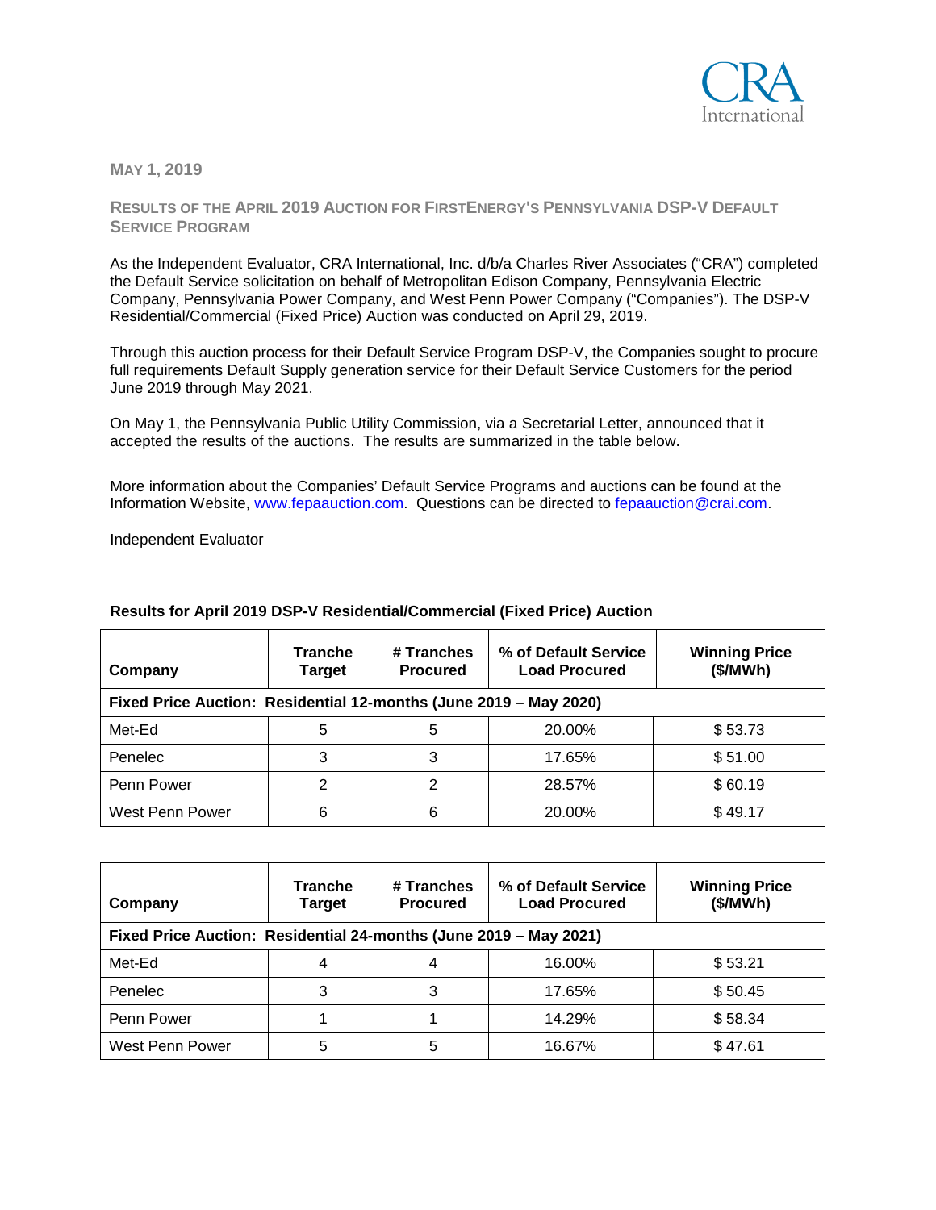May 1, 2019

## Results of the April 2019 Auction for FirstEnergy's Pennsylvania DSP-V Default Service Program

As the Independent Evaluator, CRA International, Inc. d/b/a Charles River Associates ("CRA") completed the Default Service solicitation on behalf of Metropolitan Edison Company, Pennsylvania Electric Company, Pennsylvania Power Company, and West Penn Power Company ("Companies"). The DSP-V Residential/Commercial (Fixed Price) Auction was conducted on April 29, 2019.

Through this auction process for their Default Service Program DSP-V, the Companies sought to procure full requirements Default Supply generation service for their Default Service Customers for the period June 2019 through May 2021.

On May 1, the Pennsylvania Public Utility Commission, via a Secretarial Letter, announced that it accepted the results of the auctions. The results are summarized in the table below.

More information about the Companies' Default Service Programs and auctions can be found at the Information Website, www.fepaauction.com. Questions can be directed to fepaauction@crai.com.

Independent Evaluator

**Results for April 2019 DSP-V Residential/Commercial (Fixed Price) Auction**

| Company | Tranche Target | # Tranches Procured | % of Default Service Load Procured | Winning Price ($/MWh) |
|---|---|---|---|---|
| **Fixed Price Auction: Residential 12-months (June 2019 – May 2020)** | | | | |
| Met-Ed | 5 | 5 | 20.00% | $ 53.73 |
| Penelec | 3 | 3 | 17.65% | $ 51.00 |
| Penn Power | 2 | 2 | 28.57% | $ 60.19 |
| West Penn Power | 6 | 6 | 20.00% | $ 49.17 |

| Company | Tranche Target | # Tranches Procured | % of Default Service Load Procured | Winning Price ($/MWh) |
|---|---|---|---|---|
| **Fixed Price Auction: Residential 24-months (June 2019 – May 2021)** | | | | |
| Met-Ed | 4 | 4 | 16.00% | $ 53.21 |
| Penelec | 3 | 3 | 17.65% | $ 50.45 |
| Penn Power | 1 | 1 | 14.29% | $ 58.34 |
| West Penn Power | 5 | 5 | 16.67% | $ 47.61 |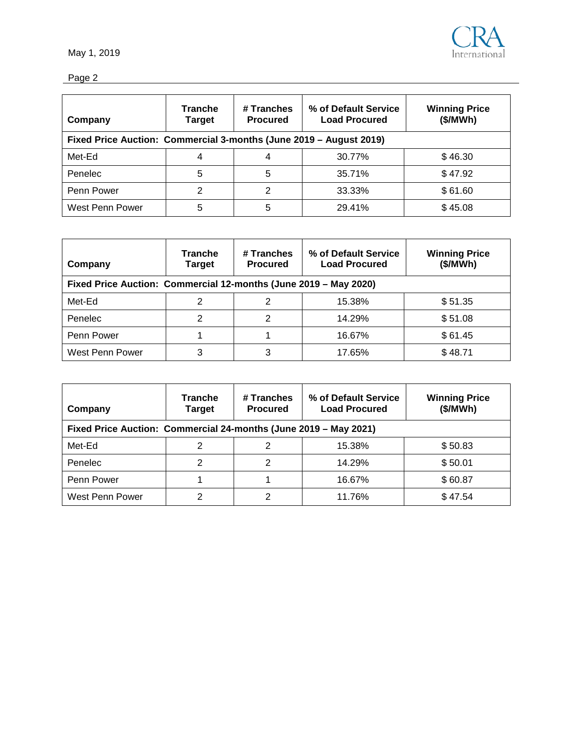| Company | Tranche Target | # Tranches Procured | % of Default Service Load Procured | Winning Price ($/MWh) |
|---|---|---|---|---|
| **Fixed Price Auction: Commercial 3-months (June 2019 – August 2019)** | | | | |
| Met-Ed | 4 | 4 | 30.77% | $ 46.30 |
| Penelec | 5 | 5 | 35.71% | $ 47.92 |
| Penn Power | 2 | 2 | 33.33% | $ 61.60 |
| West Penn Power | 5 | 5 | 29.41% | $ 45.08 |

| Company | Tranche Target | # Tranches Procured | % of Default Service Load Procured | Winning Price ($/MWh) |
|---|---|---|---|---|
| **Fixed Price Auction: Commercial 12-months (June 2019 – May 2020)** | | | | |
| Met-Ed | 2 | 2 | 15.38% | $ 51.35 |
| Penelec | 2 | 2 | 14.29% | $ 51.08 |
| Penn Power | 1 | 1 | 16.67% | $ 61.45 |
| West Penn Power | 3 | 3 | 17.65% | $ 48.71 |

| Company | Tranche Target | # Tranches Procured | % of Default Service Load Procured | Winning Price ($/MWh) |
|---|---|---|---|---|
| **Fixed Price Auction: Commercial 24-months (June 2019 – May 2021)** | | | | |
| Met-Ed | 2 | 2 | 15.38% | $ 50.83 |
| Penelec | 2 | 2 | 14.29% | $ 50.01 |
| Penn Power | 1 | 1 | 16.67% | $ 60.87 |
| West Penn Power | 2 | 2 | 11.76% | $ 47.54 |